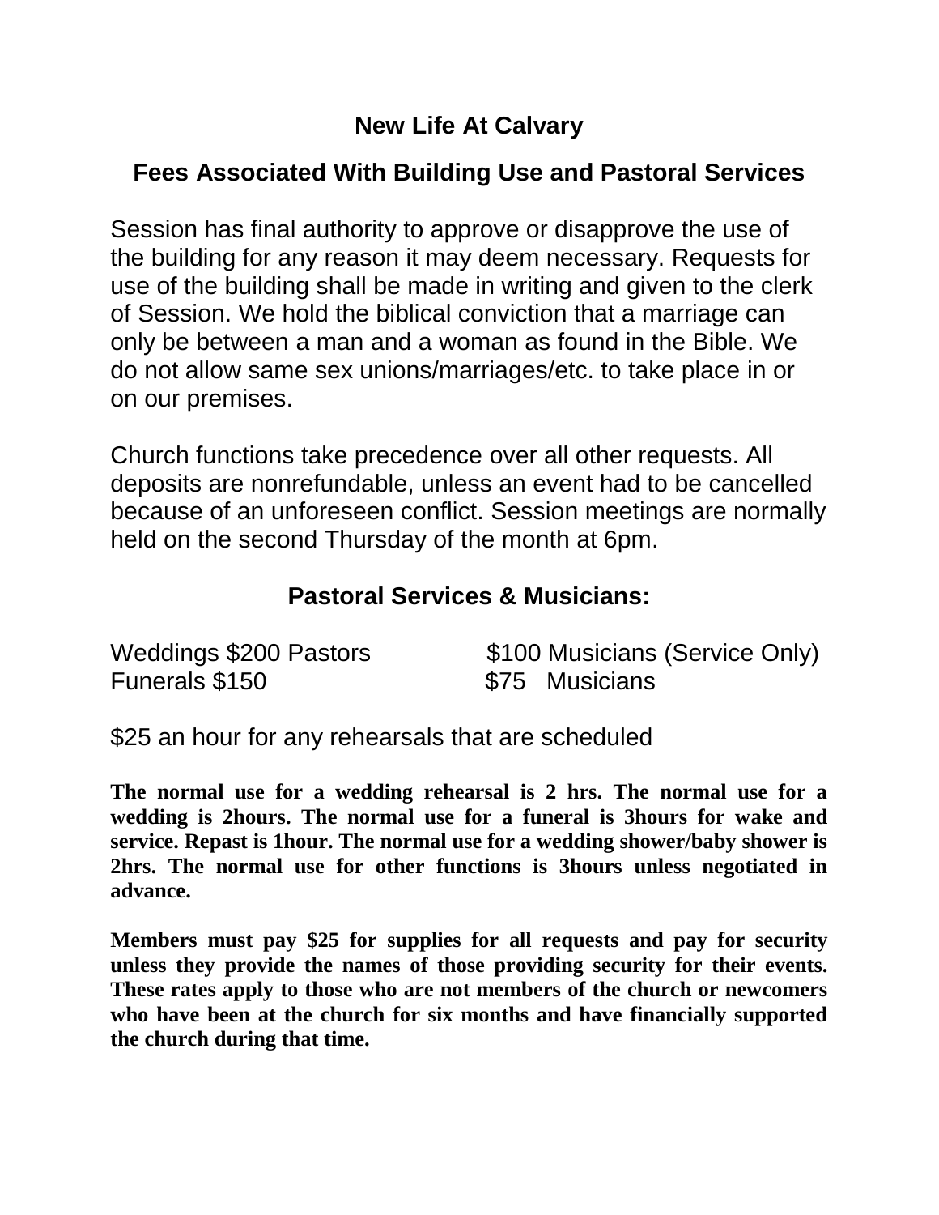# New Life At Calvary

## Fees Associated With Building Use and Pastoral Services

Session has final authority to approve or disapprove the use of the building for any reason it may deem necessary. Requests for use of the building shall be made in writing and given to the clerk of Session. We hold the biblical conviction that a marriage can only be between a man and a woman as found in the Bible. We do not allow same sex unions/marriages/etc. to take place in or on our premises.

Church functions take precedence over all other requests. All deposits are nonrefundable, unless an event had to be cancelled because of an unforeseen conflict. Session meetings are normally held on the second Thursday of the month at 6pm.

## Pastoral Services & Musicians:

| | |
|---|---|
| Weddings $200 Pastors | $100 Musicians (Service Only) |
| Funerals $150 | $75 Musicians |

$25 an hour for any rehearsals that are scheduled

**The normal use for a wedding rehearsal is 2 hrs. The normal use for a wedding is 2hours. The normal use for a funeral is 3hours for wake and service. Repast is 1hour. The normal use for a wedding shower/baby shower is 2hrs. The normal use for other functions is 3hours unless negotiated in advance.**

**Members must pay $25 for supplies for all requests and pay for security unless they provide the names of those providing security for their events. These rates apply to those who are not members of the church or newcomers who have been at the church for six months and have financially supported the church during that time.**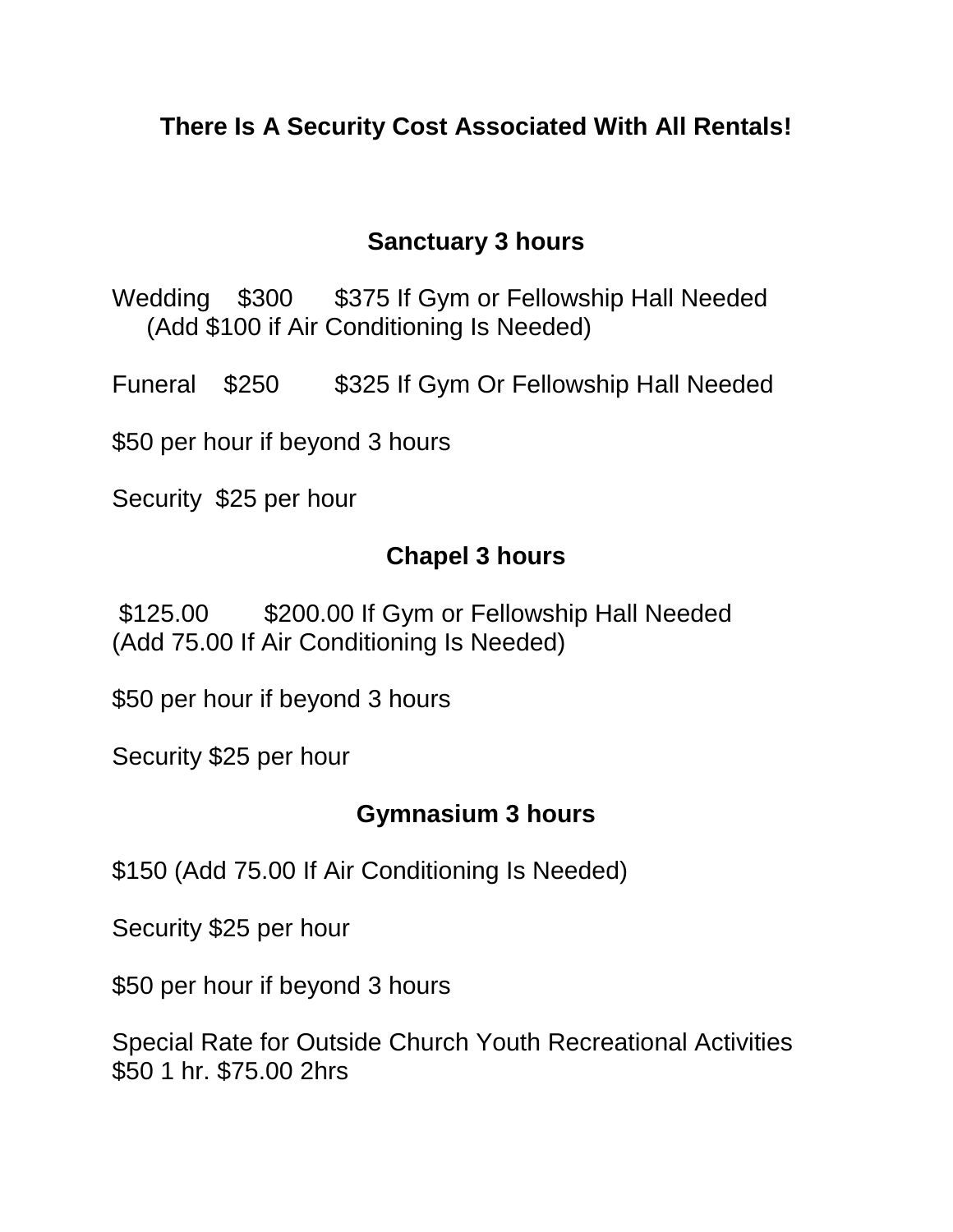**There Is A Security Cost Associated With All Rentals!**

## Sanctuary 3 hours

Wedding $300 $375 If Gym or Fellowship Hall Needed
(Add $100 if Air Conditioning Is Needed)

Funeral $250 $325 If Gym Or Fellowship Hall Needed

$50 per hour if beyond 3 hours

Security $25 per hour

## Chapel 3 hours

$125.00 $200.00 If Gym or Fellowship Hall Needed
(Add 75.00 If Air Conditioning Is Needed)

$50 per hour if beyond 3 hours

Security $25 per hour

## Gymnasium 3 hours

$150 (Add 75.00 If Air Conditioning Is Needed)

Security $25 per hour

$50 per hour if beyond 3 hours

Special Rate for Outside Church Youth Recreational Activities
$50 1 hr. $75.00 2hrs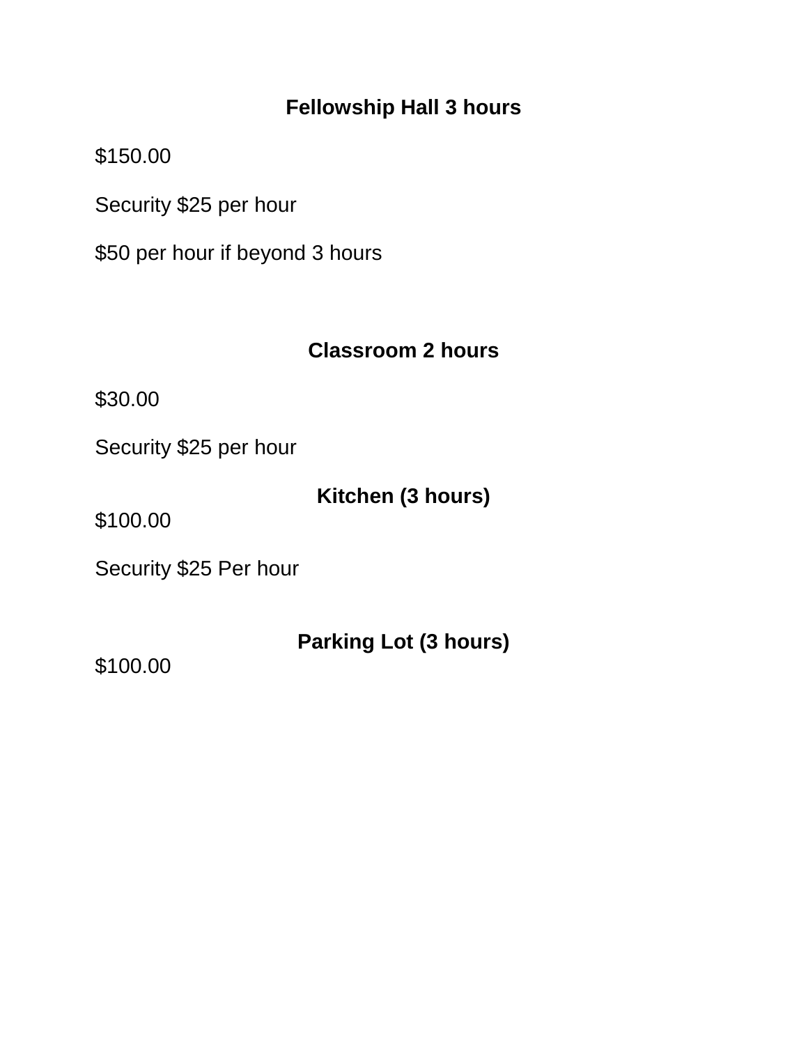## Fellowship Hall 3 hours

$150.00

Security $25 per hour

$50 per hour if beyond 3 hours

## Classroom 2 hours

$30.00

Security $25 per hour

## Kitchen (3 hours)

$100.00

Security $25 Per hour

## Parking Lot (3 hours)

$100.00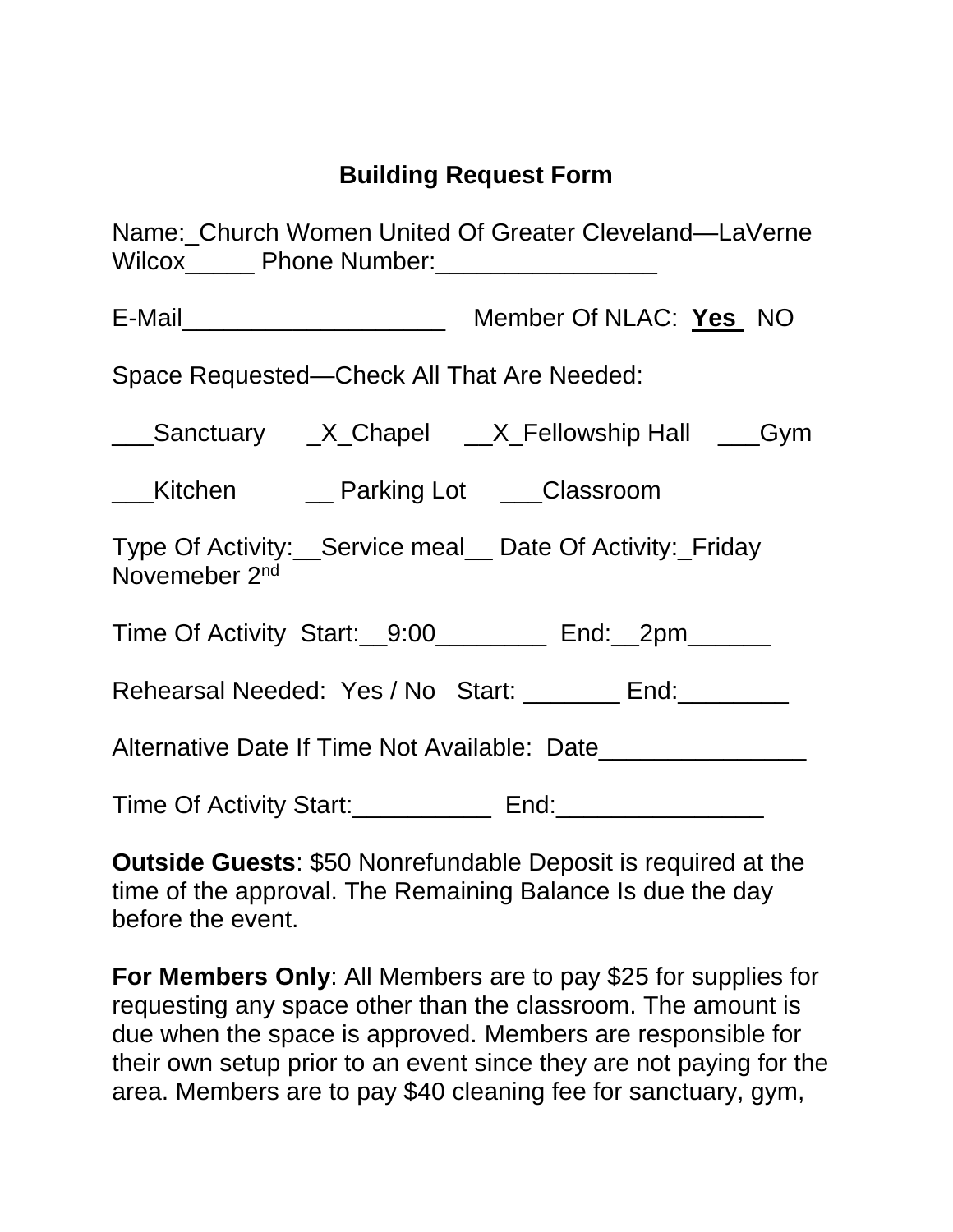# Building Request Form

Name:_Church Women United Of Greater Cleveland—LaVerne Wilcox_____ Phone Number:________________

E-Mail___________________ Member Of NLAC: **Yes** NO

Space Requested—Check All That Are Needed:

___Sanctuary _X_Chapel __X_Fellowship Hall ___Gym

___Kitchen __ Parking Lot ___Classroom

Type Of Activity:__Service meal__ Date Of Activity:_Friday Novemeber 2nd

Time Of Activity Start:__9:00________ End:__2pm______

Rehearsal Needed: Yes / No Start: _______ End:________

Alternative Date If Time Not Available: Date_______________

Time Of Activity Start:__________ End:_______________

**Outside Guests**: $50 Nonrefundable Deposit is required at the time of the approval. The Remaining Balance Is due the day before the event.

**For Members Only**: All Members are to pay $25 for supplies for requesting any space other than the classroom. The amount is due when the space is approved. Members are responsible for their own setup prior to an event since they are not paying for the area. Members are to pay $40 cleaning fee for sanctuary, gym,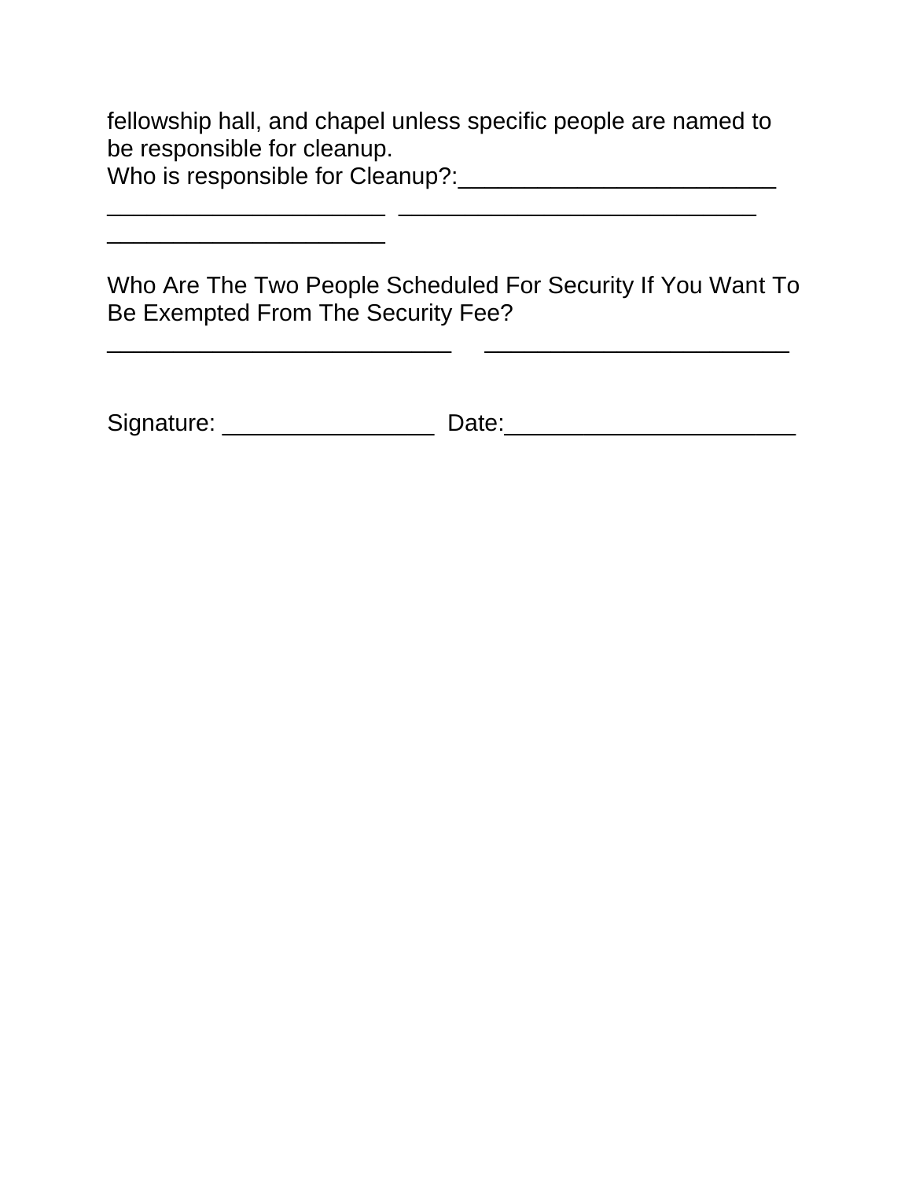fellowship hall, and chapel unless specific people are named to be responsible for cleanup.

Who is responsible for Cleanup?:_________________________

_____________________ ___________________________

_____________________

Who Are The Two People Scheduled For Security If You Want To Be Exempted From The Security Fee?

__________________________ _______________________

Signature: ________________ Date:______________________